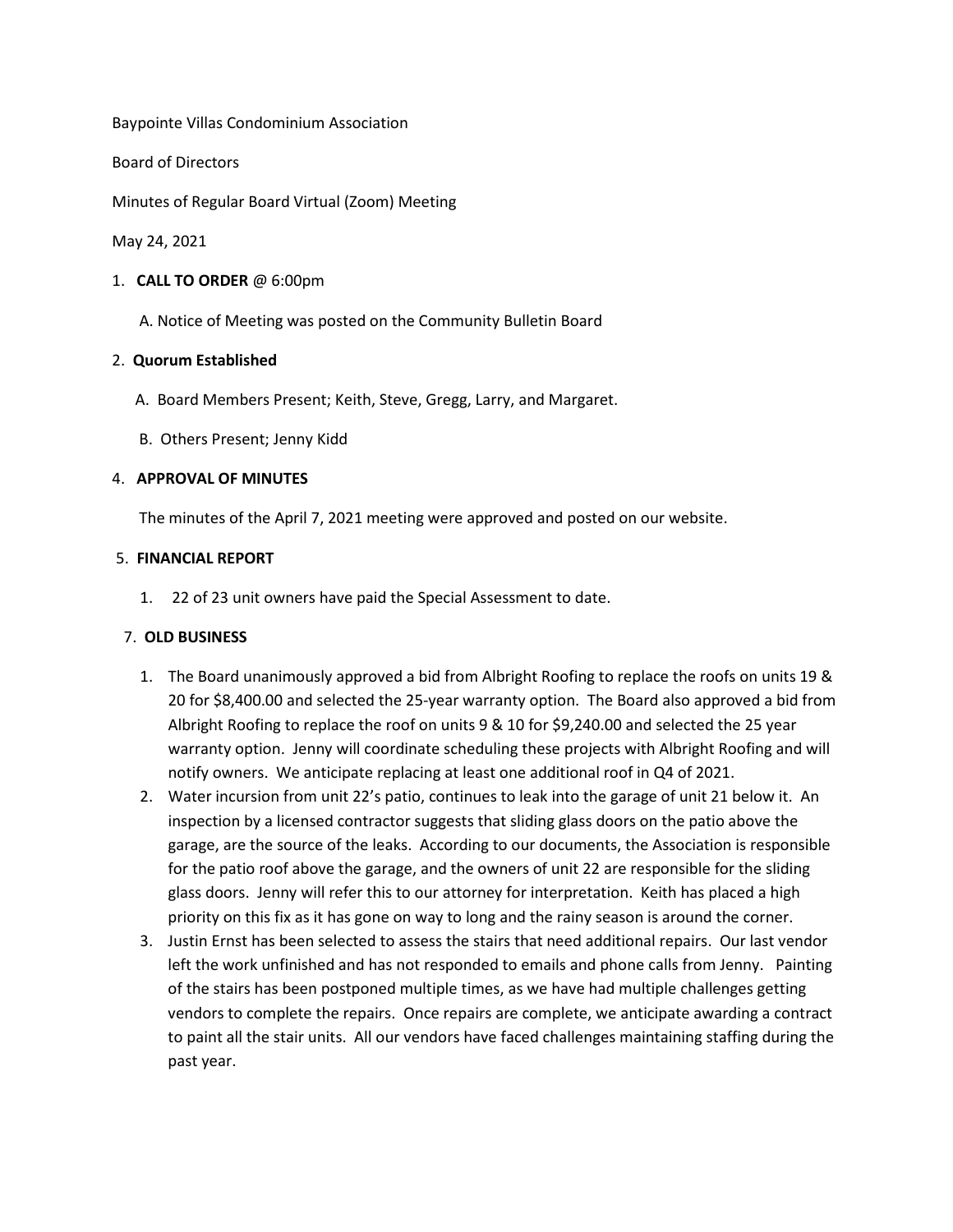Baypointe Villas Condominium Association

Board of Directors

Minutes of Regular Board Virtual (Zoom) Meeting

May 24, 2021

1. **CALL TO ORDER** @ 6:00pm

   A. Notice of Meeting was posted on the Community Bulletin Board

2. **Quorum Established**

   A. Board Members Present; Keith, Steve, Gregg, Larry, and Margaret.

   B. Others Present; Jenny Kidd

4. **APPROVAL OF MINUTES**

   The minutes of the April 7, 2021 meeting were approved and posted on our website.

5. **FINANCIAL REPORT**

   1. 22 of 23 unit owners have paid the Special Assessment to date.

7. **OLD BUSINESS**

   1. The Board unanimously approved a bid from Albright Roofing to replace the roofs on units 19 & 20 for $8,400.00 and selected the 25-year warranty option. The Board also approved a bid from Albright Roofing to replace the roof on units 9 & 10 for $9,240.00 and selected the 25 year warranty option. Jenny will coordinate scheduling these projects with Albright Roofing and will notify owners. We anticipate replacing at least one additional roof in Q4 of 2021.
   2. Water incursion from unit 22's patio, continues to leak into the garage of unit 21 below it. An inspection by a licensed contractor suggests that sliding glass doors on the patio above the garage, are the source of the leaks. According to our documents, the Association is responsible for the patio roof above the garage, and the owners of unit 22 are responsible for the sliding glass doors. Jenny will refer this to our attorney for interpretation. Keith has placed a high priority on this fix as it has gone on way to long and the rainy season is around the corner.
   3. Justin Ernst has been selected to assess the stairs that need additional repairs. Our last vendor left the work unfinished and has not responded to emails and phone calls from Jenny. Painting of the stairs has been postponed multiple times, as we have had multiple challenges getting vendors to complete the repairs. Once repairs are complete, we anticipate awarding a contract to paint all the stair units. All our vendors have faced challenges maintaining staffing during the past year.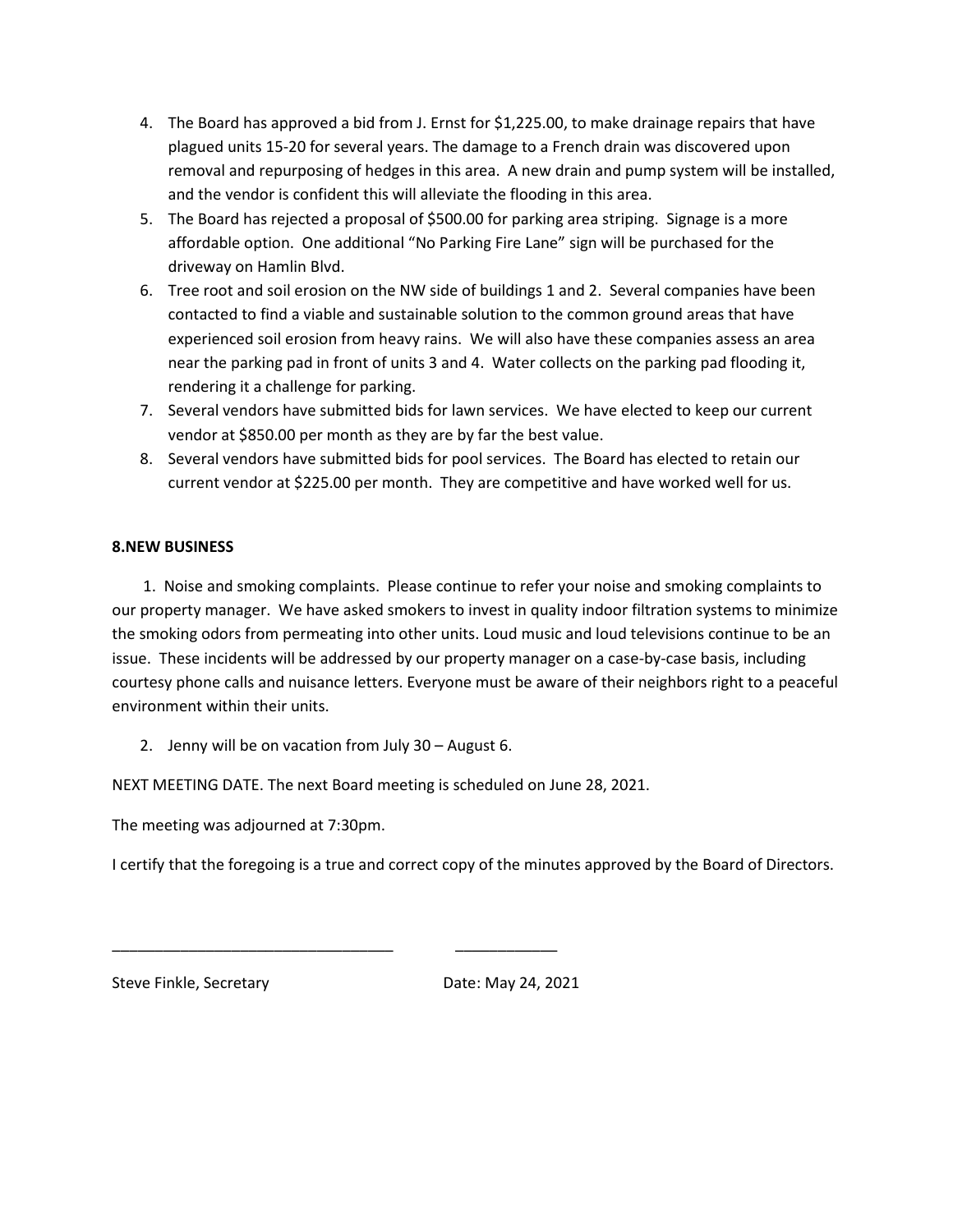4. The Board has approved a bid from J. Ernst for $1,225.00, to make drainage repairs that have plagued units 15-20 for several years. The damage to a French drain was discovered upon removal and repurposing of hedges in this area. A new drain and pump system will be installed, and the vendor is confident this will alleviate the flooding in this area.
5. The Board has rejected a proposal of $500.00 for parking area striping. Signage is a more affordable option. One additional "No Parking Fire Lane" sign will be purchased for the driveway on Hamlin Blvd.
6. Tree root and soil erosion on the NW side of buildings 1 and 2. Several companies have been contacted to find a viable and sustainable solution to the common ground areas that have experienced soil erosion from heavy rains. We will also have these companies assess an area near the parking pad in front of units 3 and 4. Water collects on the parking pad flooding it, rendering it a challenge for parking.
7. Several vendors have submitted bids for lawn services. We have elected to keep our current vendor at $850.00 per month as they are by far the best value.
8. Several vendors have submitted bids for pool services. The Board has elected to retain our current vendor at $225.00 per month. They are competitive and have worked well for us.

**8.NEW BUSINESS**

1. Noise and smoking complaints. Please continue to refer your noise and smoking complaints to our property manager. We have asked smokers to invest in quality indoor filtration systems to minimize the smoking odors from permeating into other units. Loud music and loud televisions continue to be an issue. These incidents will be addressed by our property manager on a case-by-case basis, including courtesy phone calls and nuisance letters. Everyone must be aware of their neighbors right to a peaceful environment within their units.

2. Jenny will be on vacation from July 30 – August 6.

NEXT MEETING DATE. The next Board meeting is scheduled on June 28, 2021.

The meeting was adjourned at 7:30pm.

I certify that the foregoing is a true and correct copy of the minutes approved by the Board of Directors.

_________________________________ ____________

Steve Finkle, Secretary Date: May 24, 2021